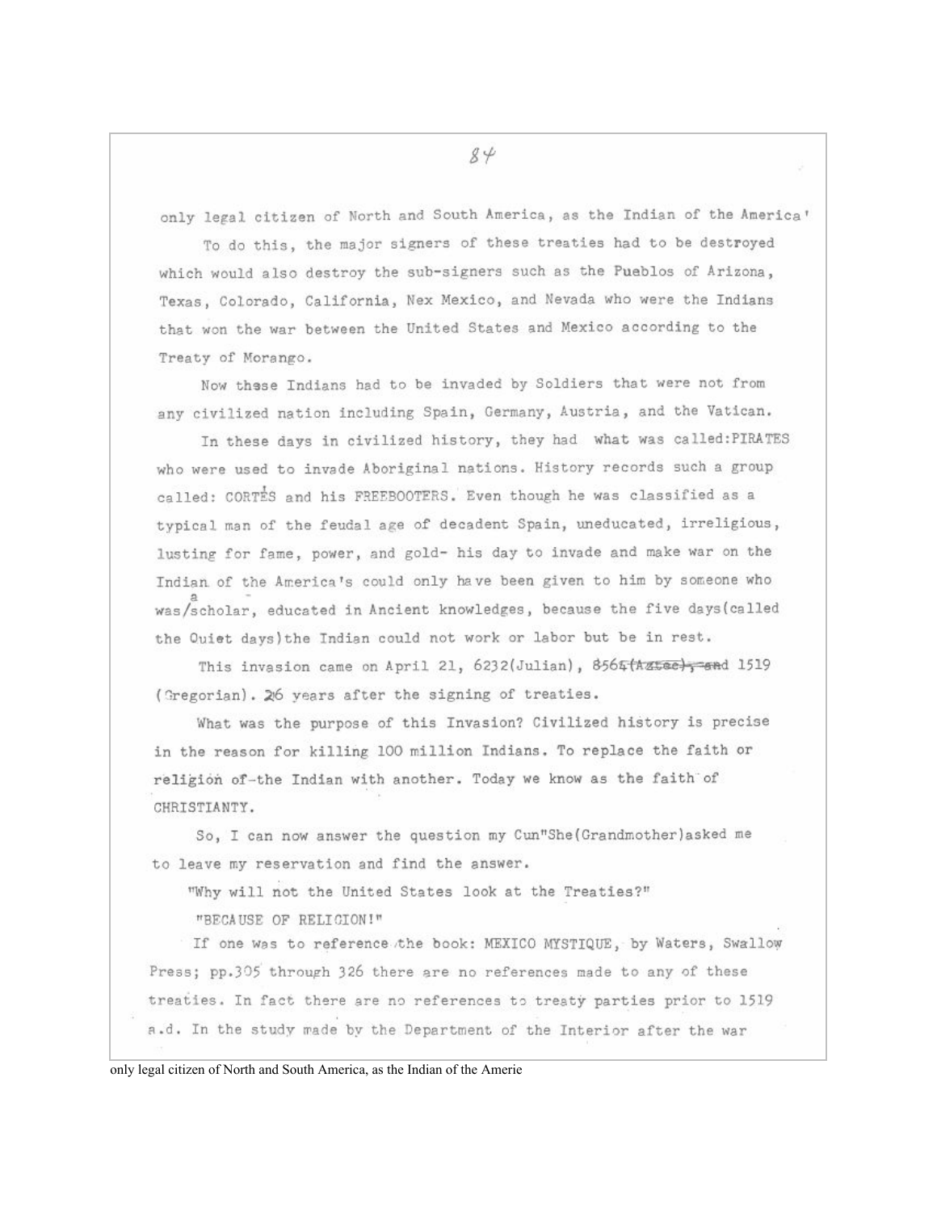only legal citizen of North and South America, as the Indian of the America'

To do this, the major signers of these treaties had to be destroyed which would also destroy the sub-signers such as the Pueblos of Arizona, Texas, Colorado, California, Nex Mexico, and Nevada who were the Indians that won the war between the United States and Mexico according to the Treaty of Morango.

Now these Indians had to be invaded by Soldiers that were not from any civilized nation including Spain, Germany, Austria, and the Vatican.

In these days in civilized history, they had what was called:PIRATES who were used to invade Aboriginal nations. History records such a group called: CORTÉS and his FREEBOOTERS. Even though he was classified as a typical man of the feudal age of decadent Spain, uneducated, irreligious, lusting for fame, power, and gold- his day to invade and make war on the Indian of the America's could only have been given to him by someone who was a scholar, educated in Ancient knowledges, because the five days(called the Quiet days)the Indian could not work or labor but be in rest.

This invasion came on April 21, 6232(Julian), ~~8565(Aztec), and~~ 1519 (Gregorian). 26 years after the signing of treaties.

What was the purpose of this Invasion? Civilized history is precise in the reason for killing 100 million Indians. To replace the faith or religion of-the Indian with another. Today we know as the faith of CHRISTIANTY.

So, I can now answer the question my Cun"She(Grandmother)asked me to leave my reservation and find the answer.

"Why will not the United States look at the Treaties?"

"BECAUSE OF RELIGION!"

If one was to reference the book: MEXICO MYSTIQUE, by Waters, Swallow Press; pp.305 through 326 there are no references made to any of these treaties. In fact there are no references to treaty parties prior to 1519 a.d. In the study made by the Department of the Interior after the war

only legal citizen of North and South America, as the Indian of the Amerie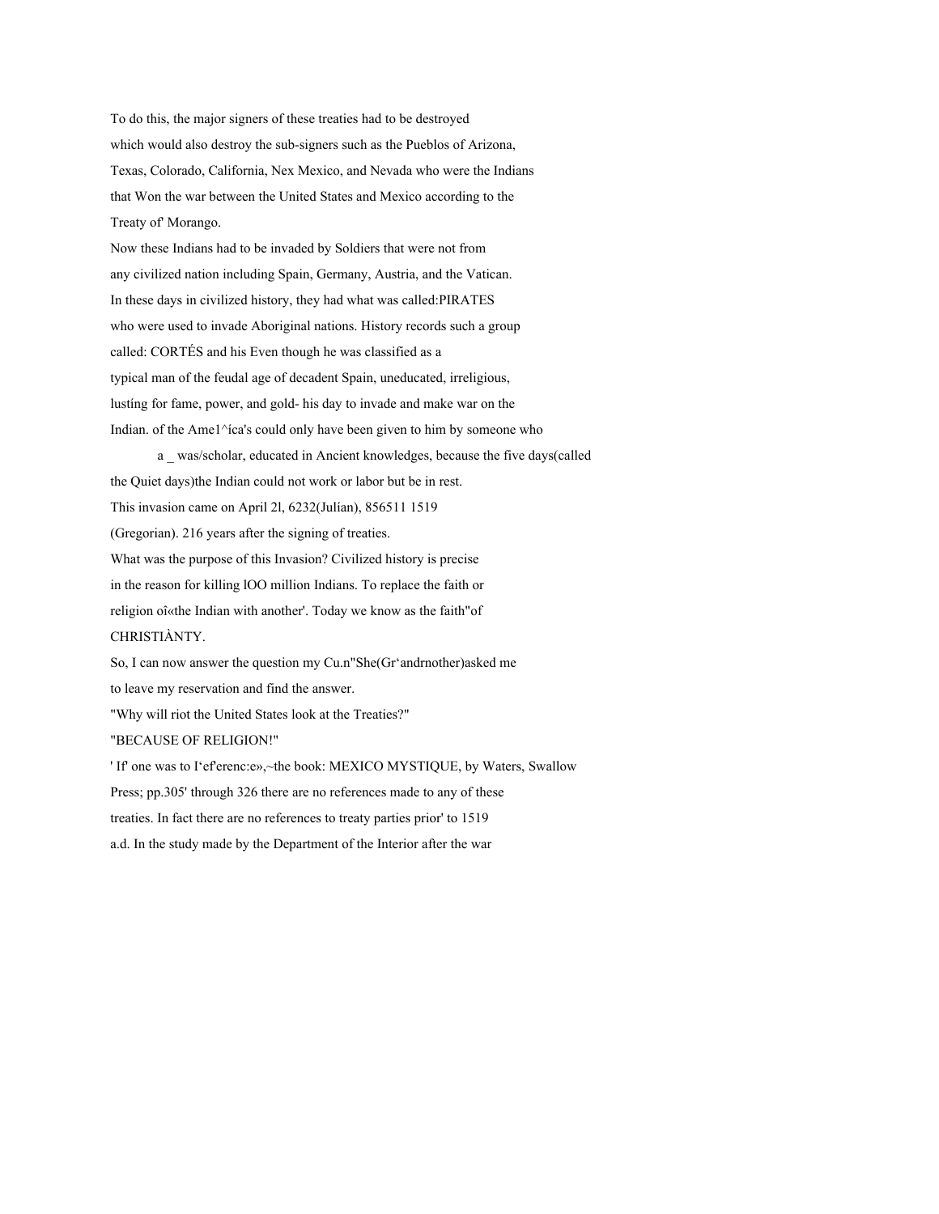To do this, the major signers of these treaties had to be destroyed which would also destroy the sub-signers such as the Pueblos of Arizona, Texas, Colorado, California, Nex Mexico, and Nevada who were the Indians that Won the war between the United States and Mexico according to the Treaty of' Morango.

Now these Indians had to be invaded by Soldiers that were not from any civilized nation including Spain, Germany, Austria, and the Vatican. In these days in civilized history, they had what was called:PIRATES who were used to invade Aboriginal nations. History records such a group called: CORTÉS and his Even though he was classified as a typical man of the feudal age of decadent Spain, uneducated, irreligious, lustíng for fame, power, and gold- his day to invade and make war on the Indian. of the Ame1^íca's could only have been given to him by someone who a _ was/scholar, educated in Ancient knowledges, because the five days(called the Quiet days)the Indian could not work or labor but be in rest.

This invasion came on April 2l, 6232(Julían), 856511 1519 (Gregorian). 216 years after the signing of treaties.

What was the purpose of this Invasion? Civilized history is precise in the reason for killing lOO million Indians. To replace the faith or religion oî«the Indian with another'. Today we know as the faith"of CHRISTIÀNTY.

So, I can now answer the question my Cu.n"She(Gr‘andrnother)asked me to leave my reservation and find the answer.

"Why will riot the United States look at the Treaties?"

"BECAUSE OF RELIGION!"

' If' one was to I‘ef'erenc:e»,~the book: MEXICO MYSTIQUE, by Waters, Swallow Press; pp.305' through 326 there are no references made to any of these treaties. In fact there are no references to treaty parties prior' to 1519 a.d. In the study made by the Department of the Interior after the war